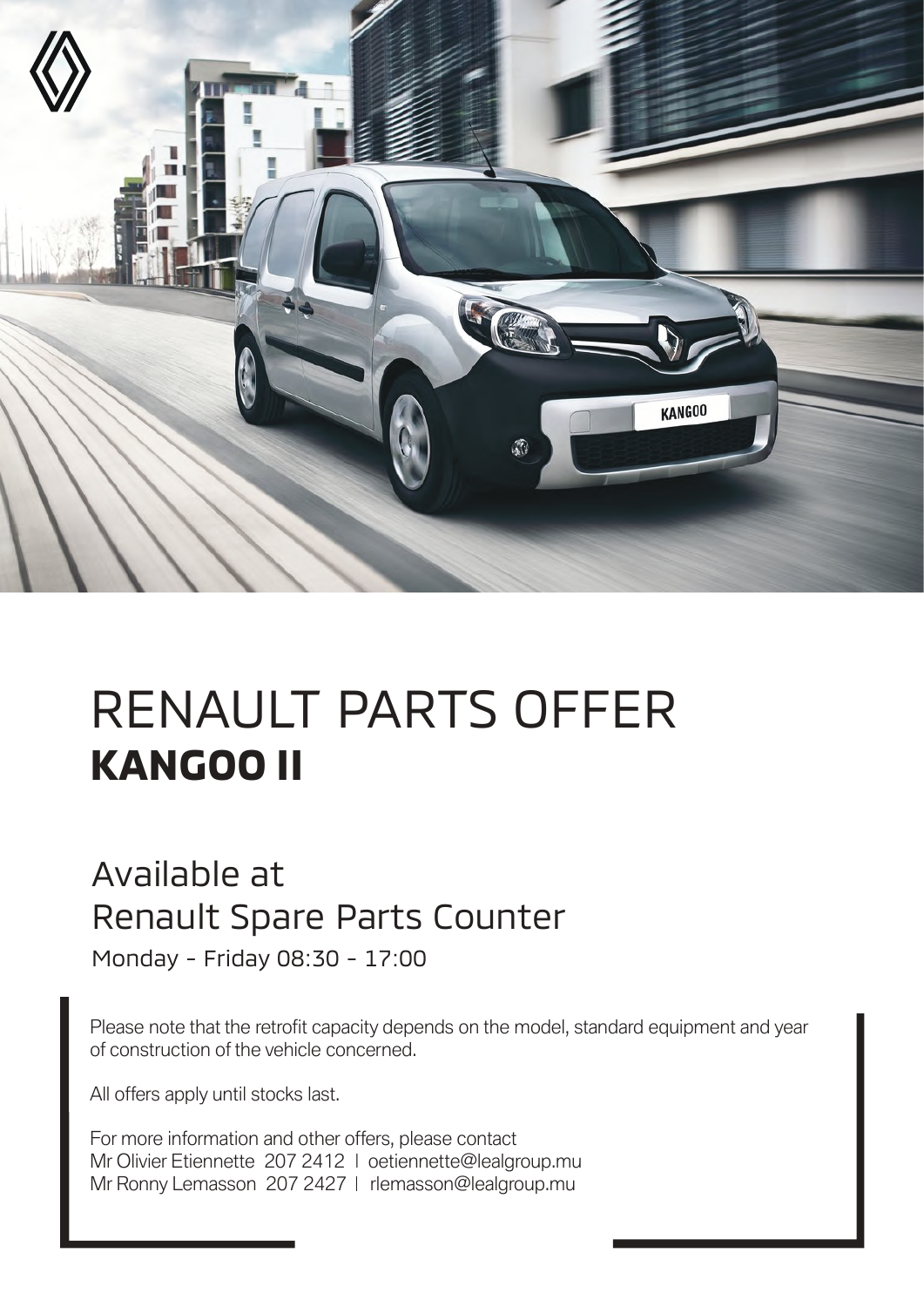# RENAULT PARTS OFFER
## KANGOO II

### Available at
### Renault Spare Parts Counter

Monday - Friday 08:30 - 17:00

Please note that the retrofit capacity depends on the model, standard equipment and year of construction of the vehicle concerned.

All offers apply until stocks last.

For more information and other offers, please contact
Mr Olivier Etiennette 207 2412 | oetiennette@lealgroup.mu
Mr Ronny Lemasson 207 2427 | rlemasson@lealgroup.mu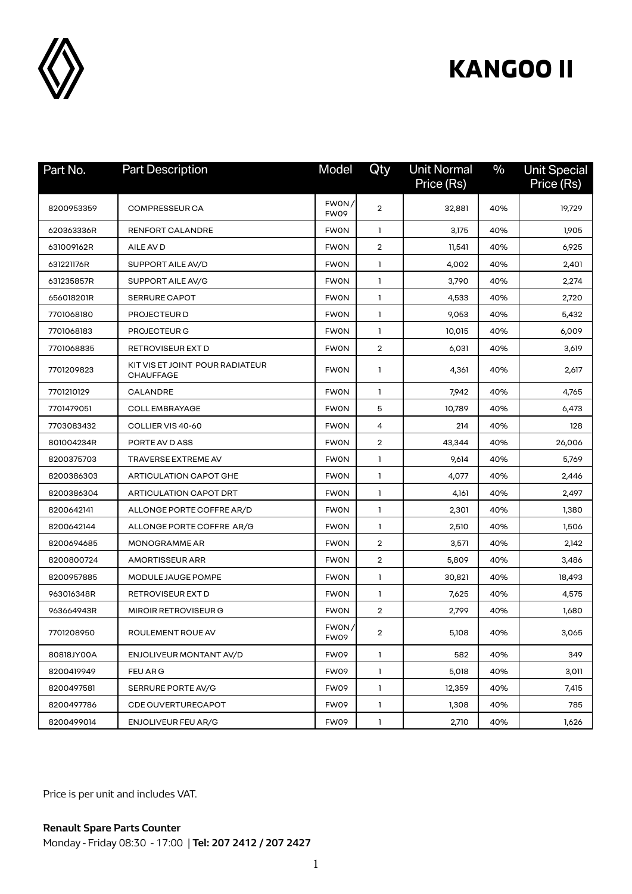# KANGOO II

| Part No. | Part Description | Model | Qty | Unit Normal Price (Rs) | % | Unit Special Price (Rs) |
|---|---|---|---|---|---|---|
| 8200953359 | COMPRESSEUR CA | FW0N / FW09 | 2 | 32,881 | 40% | 19,729 |
| 620363336R | RENFORT CALANDRE | FW0N | 1 | 3,175 | 40% | 1,905 |
| 631009162R | AILE AV D | FW0N | 2 | 11,541 | 40% | 6,925 |
| 631221176R | SUPPORT AILE AV/D | FW0N | 1 | 4,002 | 40% | 2,401 |
| 631235857R | SUPPORT AILE AV/G | FW0N | 1 | 3,790 | 40% | 2,274 |
| 656018201R | SERRURE CAPOT | FW0N | 1 | 4,533 | 40% | 2,720 |
| 7701068180 | PROJECTEUR D | FW0N | 1 | 9,053 | 40% | 5,432 |
| 7701068183 | PROJECTEUR G | FW0N | 1 | 10,015 | 40% | 6,009 |
| 7701068835 | RETROVISEUR EXT D | FW0N | 2 | 6,031 | 40% | 3,619 |
| 7701209823 | KIT VIS ET JOINT POUR RADIATEUR CHAUFFAGE | FW0N | 1 | 4,361 | 40% | 2,617 |
| 7701210129 | CALANDRE | FW0N | 1 | 7,942 | 40% | 4,765 |
| 7701479051 | COLL EMBRAYAGE | FW0N | 5 | 10,789 | 40% | 6,473 |
| 7703083432 | COLLIER VIS 40-60 | FW0N | 4 | 214 | 40% | 128 |
| 801004234R | PORTE AV D ASS | FW0N | 2 | 43,344 | 40% | 26,006 |
| 8200375703 | TRAVERSE EXTREME AV | FW0N | 1 | 9,614 | 40% | 5,769 |
| 8200386303 | ARTICULATION CAPOT GHE | FW0N | 1 | 4,077 | 40% | 2,446 |
| 8200386304 | ARTICULATION CAPOT DRT | FW0N | 1 | 4,161 | 40% | 2,497 |
| 8200642141 | ALLONGE PORTE COFFRE AR/D | FW0N | 1 | 2,301 | 40% | 1,380 |
| 8200642144 | ALLONGE PORTE COFFRE AR/G | FW0N | 1 | 2,510 | 40% | 1,506 |
| 8200694685 | MONOGRAMME AR | FW0N | 2 | 3,571 | 40% | 2,142 |
| 8200800724 | AMORTISSEUR ARR | FW0N | 2 | 5,809 | 40% | 3,486 |
| 8200957885 | MODULE JAUGE POMPE | FW0N | 1 | 30,821 | 40% | 18,493 |
| 963016348R | RETROVISEUR EXT D | FW0N | 1 | 7,625 | 40% | 4,575 |
| 963664943R | MIROIR RETROVISEUR G | FW0N | 2 | 2,799 | 40% | 1,680 |
| 7701208950 | ROULEMENT ROUE AV | FW0N / FW09 | 2 | 5,108 | 40% | 3,065 |
| 80818JY00A | ENJOLIVEUR MONTANT AV/D | FW09 | 1 | 582 | 40% | 349 |
| 8200419949 | FEU AR G | FW09 | 1 | 5,018 | 40% | 3,011 |
| 8200497581 | SERRURE PORTE AV/G | FW09 | 1 | 12,359 | 40% | 7,415 |
| 8200497786 | CDE OUVERTURECAPOT | FW09 | 1 | 1,308 | 40% | 785 |
| 8200499014 | ENJOLIVEUR FEU AR/G | FW09 | 1 | 2,710 | 40% | 1,626 |

Price is per unit and includes VAT.

**Renault Spare Parts Counter**
Monday - Friday 08:30 - 17:00 | **Tel: 207 2412 / 207 2427**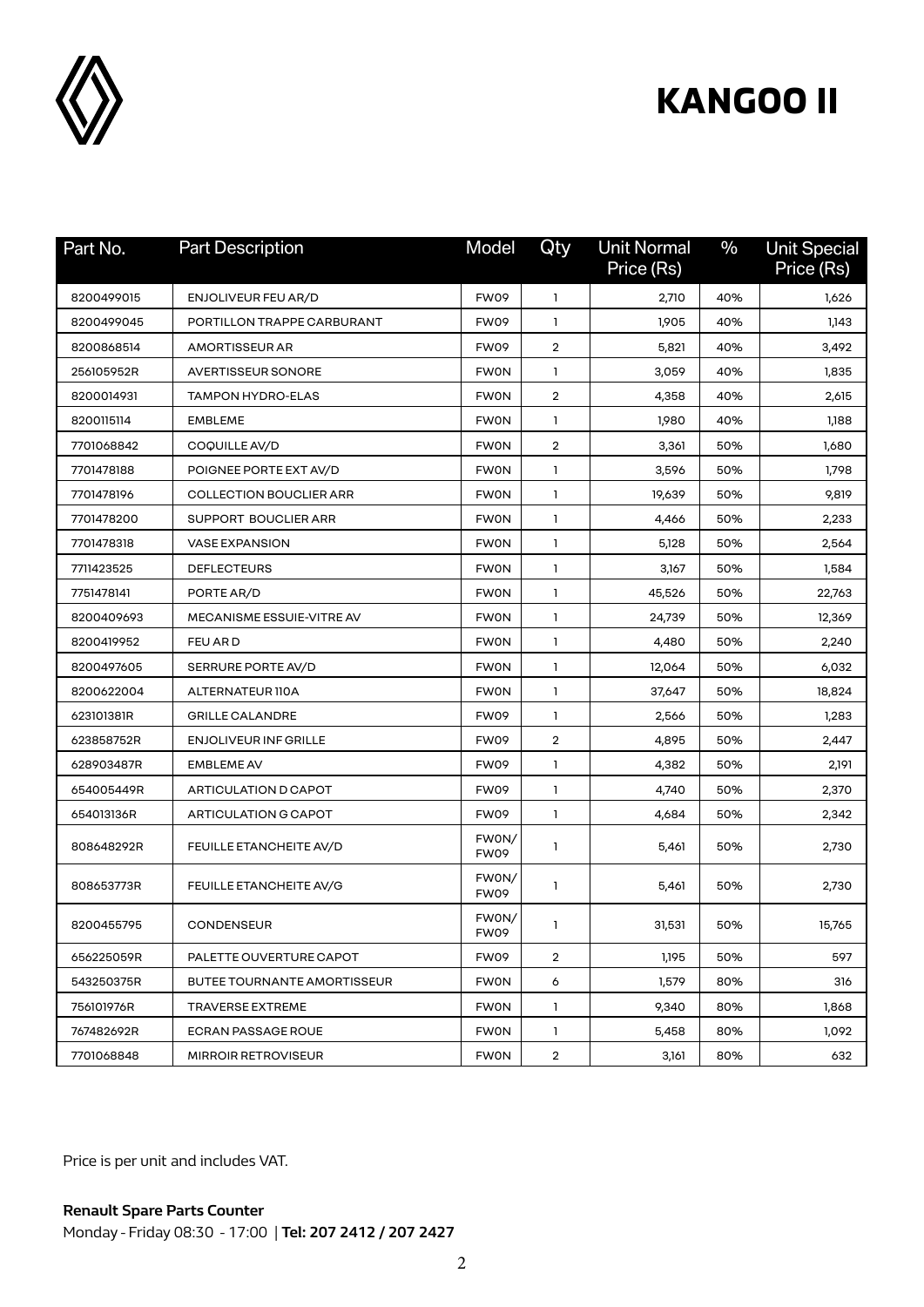# KANGOO II

| Part No. | Part Description | Model | Qty | Unit Normal Price (Rs) | % | Unit Special Price (Rs) |
|---|---|---|---|---|---|---|
| 8200499015 | ENJOLIVEUR FEU AR/D | FW09 | 1 | 2,710 | 40% | 1,626 |
| 8200499045 | PORTILLON TRAPPE CARBURANT | FW09 | 1 | 1,905 | 40% | 1,143 |
| 8200868514 | AMORTISSEUR AR | FW09 | 2 | 5,821 | 40% | 3,492 |
| 256105952R | AVERTISSEUR SONORE | FW0N | 1 | 3,059 | 40% | 1,835 |
| 8200014931 | TAMPON HYDRO-ELAS | FW0N | 2 | 4,358 | 40% | 2,615 |
| 8200115114 | EMBLEME | FW0N | 1 | 1,980 | 40% | 1,188 |
| 7701068842 | COQUILLE AV/D | FW0N | 2 | 3,361 | 50% | 1,680 |
| 7701478188 | POIGNEE PORTE EXT AV/D | FW0N | 1 | 3,596 | 50% | 1,798 |
| 7701478196 | COLLECTION BOUCLIER ARR | FW0N | 1 | 19,639 | 50% | 9,819 |
| 7701478200 | SUPPORT BOUCLIER ARR | FW0N | 1 | 4,466 | 50% | 2,233 |
| 7701478318 | VASE EXPANSION | FW0N | 1 | 5,128 | 50% | 2,564 |
| 7711423525 | DEFLECTEURS | FW0N | 1 | 3,167 | 50% | 1,584 |
| 7751478141 | PORTE AR/D | FW0N | 1 | 45,526 | 50% | 22,763 |
| 8200409693 | MECANISME ESSUIE-VITRE AV | FW0N | 1 | 24,739 | 50% | 12,369 |
| 8200419952 | FEU AR D | FW0N | 1 | 4,480 | 50% | 2,240 |
| 8200497605 | SERRURE PORTE AV/D | FW0N | 1 | 12,064 | 50% | 6,032 |
| 8200622004 | ALTERNATEUR 110A | FW0N | 1 | 37,647 | 50% | 18,824 |
| 623101381R | GRILLE CALANDRE | FW09 | 1 | 2,566 | 50% | 1,283 |
| 623858752R | ENJOLIVEUR INF GRILLE | FW09 | 2 | 4,895 | 50% | 2,447 |
| 628903487R | EMBLEME AV | FW09 | 1 | 4,382 | 50% | 2,191 |
| 654005449R | ARTICULATION D CAPOT | FW09 | 1 | 4,740 | 50% | 2,370 |
| 654013136R | ARTICULATION G CAPOT | FW09 | 1 | 4,684 | 50% | 2,342 |
| 808648292R | FEUILLE ETANCHEITE AV/D | FW0N/ FW09 | 1 | 5,461 | 50% | 2,730 |
| 808653773R | FEUILLE ETANCHEITE AV/G | FW0N/ FW09 | 1 | 5,461 | 50% | 2,730 |
| 8200455795 | CONDENSEUR | FW0N/ FW09 | 1 | 31,531 | 50% | 15,765 |
| 656225059R | PALETTE OUVERTURE CAPOT | FW09 | 2 | 1,195 | 50% | 597 |
| 543250375R | BUTEE TOURNANTE AMORTISSEUR | FW0N | 6 | 1,579 | 80% | 316 |
| 756101976R | TRAVERSE EXTREME | FW0N | 1 | 9,340 | 80% | 1,868 |
| 767482692R | ECRAN PASSAGE ROUE | FW0N | 1 | 5,458 | 80% | 1,092 |
| 7701068848 | MIRROIR RETROVISEUR | FW0N | 2 | 3,161 | 80% | 632 |

Price is per unit and includes VAT.

**Renault Spare Parts Counter**

Monday - Friday 08:30 - 17:00 | **Tel: 207 2412 / 207 2427**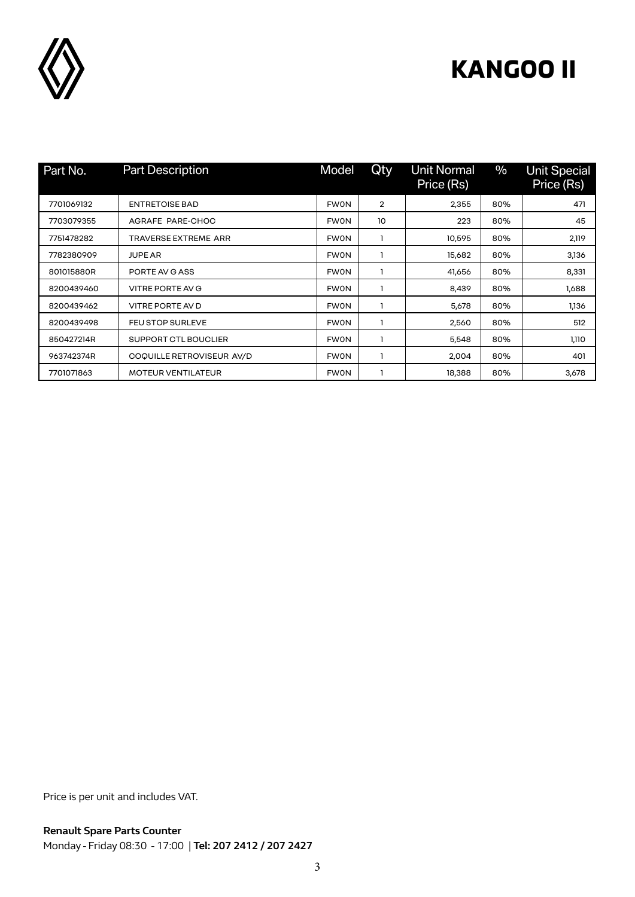# KANGOO II

| Part No. | Part Description | Model | Qty | Unit Normal Price (Rs) | % | Unit Special Price (Rs) |
|---|---|---|---|---|---|---|
| 7701069132 | ENTRETOISE BAD | FW0N | 2 | 2,355 | 80% | 471 |
| 7703079355 | AGRAFE PARE-CHOC | FW0N | 10 | 223 | 80% | 45 |
| 7751478282 | TRAVERSE EXTREME ARR | FW0N | 1 | 10,595 | 80% | 2,119 |
| 7782380909 | JUPE AR | FW0N | 1 | 15,682 | 80% | 3,136 |
| 801015880R | PORTE AV G ASS | FW0N | 1 | 41,656 | 80% | 8,331 |
| 8200439460 | VITRE PORTE AV G | FW0N | 1 | 8,439 | 80% | 1,688 |
| 8200439462 | VITRE PORTE AV D | FW0N | 1 | 5,678 | 80% | 1,136 |
| 8200439498 | FEU STOP SURLEVE | FW0N | 1 | 2,560 | 80% | 512 |
| 850427214R | SUPPORT CTL BOUCLIER | FW0N | 1 | 5,548 | 80% | 1,110 |
| 963742374R | COQUILLE RETROVISEUR AV/D | FW0N | 1 | 2,004 | 80% | 401 |
| 7701071863 | MOTEUR VENTILATEUR | FW0N | 1 | 18,388 | 80% | 3,678 |

Price is per unit and includes VAT.

**Renault Spare Parts Counter**
Monday - Friday 08:30 - 17:00 | **Tel: 207 2412 / 207 2427**